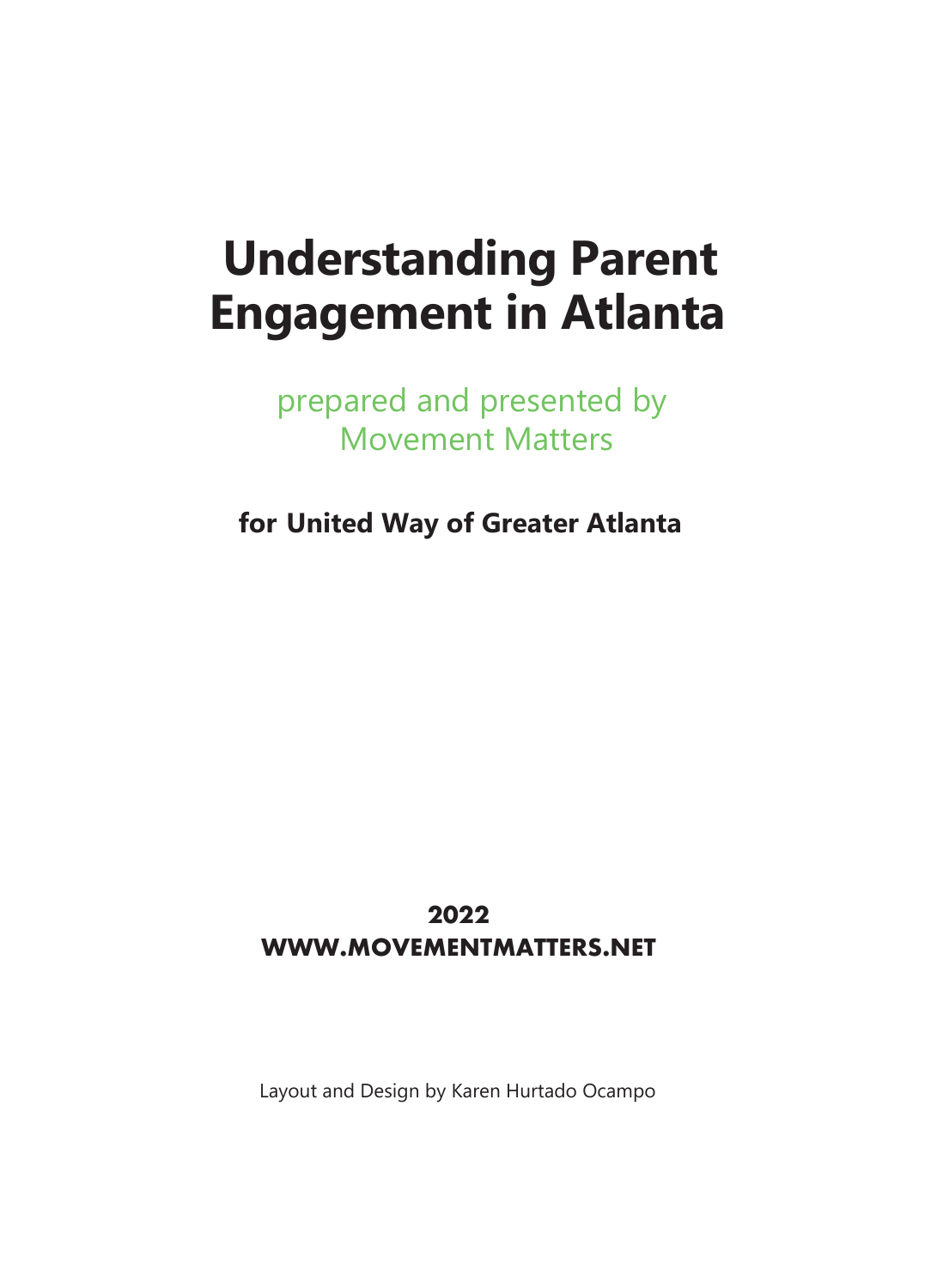# Understanding Parent Engagement in Atlanta

prepared and presented by
Movement Matters

**for United Way of Greater Atlanta**

**2022**
**WWW.MOVEMENTMATTERS.NET**

Layout and Design by Karen Hurtado Ocampo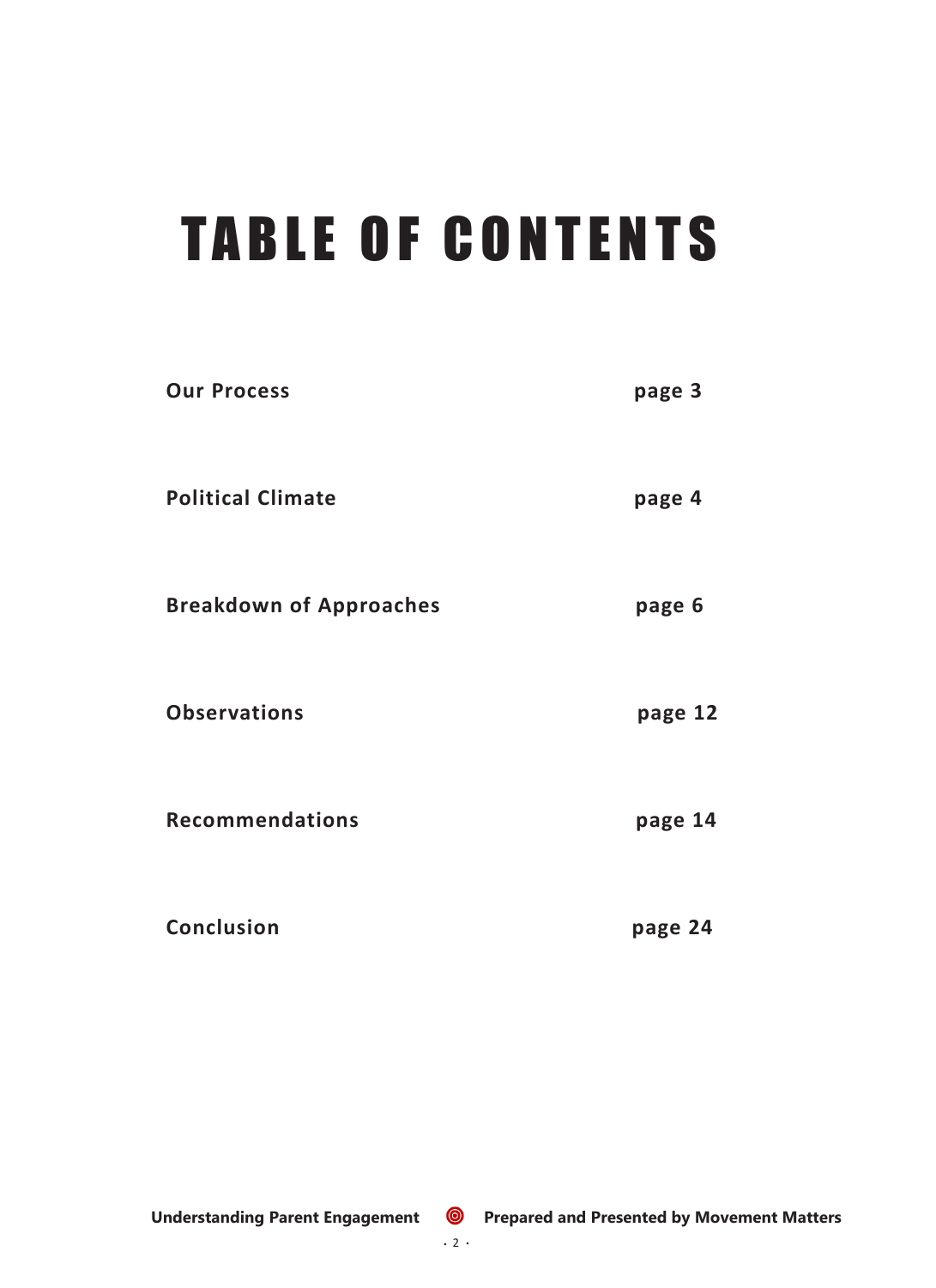# TABLE OF CONTENTS

| | |
|---|---|
| **Our Process** | **page 3** |
| **Political Climate** | **page 4** |
| **Breakdown of Approaches** | **page 6** |
| **Observations** | **page 12** |
| **Recommendations** | **page 14** |
| **Conclusion** | **page 24** |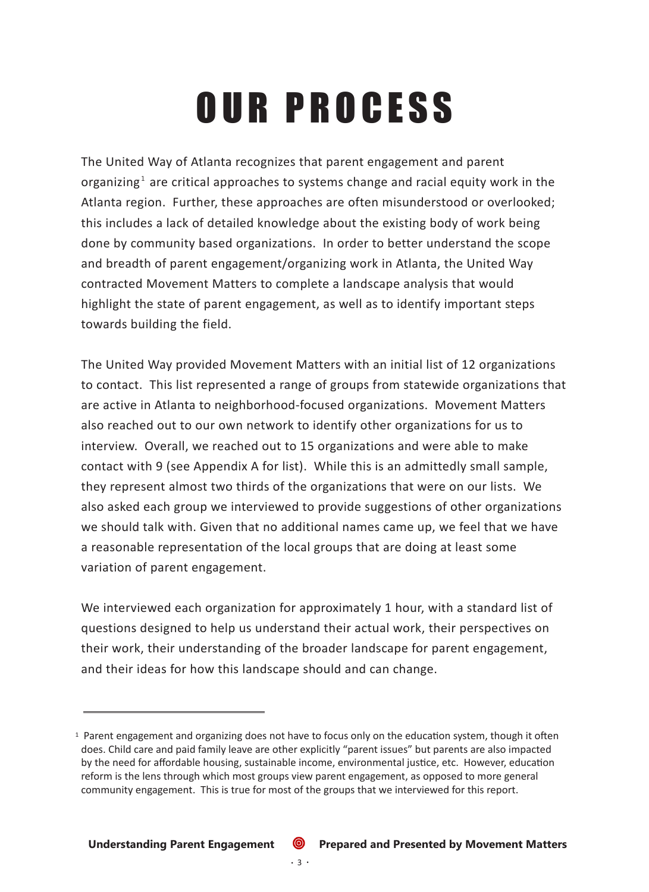# OUR PROCESS

The United Way of Atlanta recognizes that parent engagement and parent organizing[1] are critical approaches to systems change and racial equity work in the Atlanta region. Further, these approaches are often misunderstood or overlooked; this includes a lack of detailed knowledge about the existing body of work being done by community based organizations. In order to better understand the scope and breadth of parent engagement/organizing work in Atlanta, the United Way contracted Movement Matters to complete a landscape analysis that would highlight the state of parent engagement, as well as to identify important steps towards building the field.

The United Way provided Movement Matters with an initial list of 12 organizations to contact. This list represented a range of groups from statewide organizations that are active in Atlanta to neighborhood-focused organizations. Movement Matters also reached out to our own network to identify other organizations for us to interview. Overall, we reached out to 15 organizations and were able to make contact with 9 (see Appendix A for list). While this is an admittedly small sample, they represent almost two thirds of the organizations that were on our lists. We also asked each group we interviewed to provide suggestions of other organizations we should talk with. Given that no additional names came up, we feel that we have a reasonable representation of the local groups that are doing at least some variation of parent engagement.

We interviewed each organization for approximately 1 hour, with a standard list of questions designed to help us understand their actual work, their perspectives on their work, their understanding of the broader landscape for parent engagement, and their ideas for how this landscape should and can change.

---

[1] Parent engagement and organizing does not have to focus only on the education system, though it often does. Child care and paid family leave are other explicitly "parent issues" but parents are also impacted by the need for affordable housing, sustainable income, environmental justice, etc. However, education reform is the lens through which most groups view parent engagement, as opposed to more general community engagement. This is true for most of the groups that we interviewed for this report.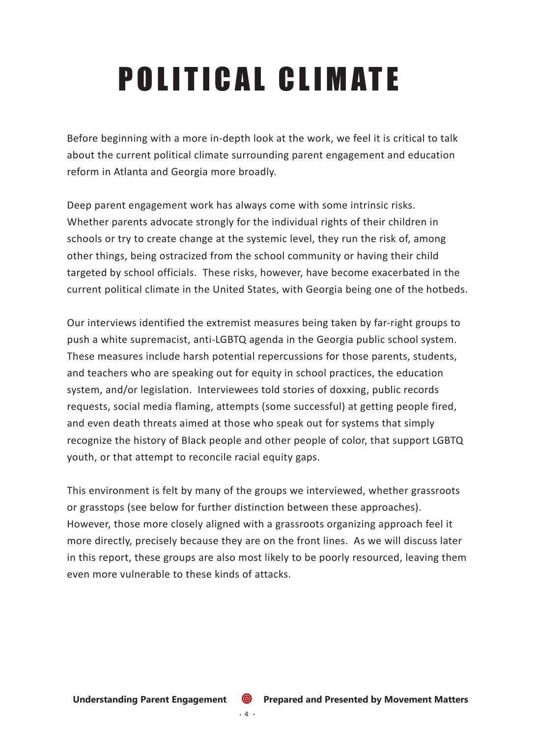# POLITICAL CLIMATE

Before beginning with a more in-depth look at the work, we feel it is critical to talk about the current political climate surrounding parent engagement and education reform in Atlanta and Georgia more broadly.

Deep parent engagement work has always come with some intrinsic risks. Whether parents advocate strongly for the individual rights of their children in schools or try to create change at the systemic level, they run the risk of, among other things, being ostracized from the school community or having their child targeted by school officials. These risks, however, have become exacerbated in the current political climate in the United States, with Georgia being one of the hotbeds.

Our interviews identified the extremist measures being taken by far-right groups to push a white supremacist, anti-LGBTQ agenda in the Georgia public school system. These measures include harsh potential repercussions for those parents, students, and teachers who are speaking out for equity in school practices, the education system, and/or legislation. Interviewees told stories of doxxing, public records requests, social media flaming, attempts (some successful) at getting people fired, and even death threats aimed at those who speak out for systems that simply recognize the history of Black people and other people of color, that support LGBTQ youth, or that attempt to reconcile racial equity gaps.

This environment is felt by many of the groups we interviewed, whether grassroots or grasstops (see below for further distinction between these approaches). However, those more closely aligned with a grassroots organizing approach feel it more directly, precisely because they are on the front lines. As we will discuss later in this report, these groups are also most likely to be poorly resourced, leaving them even more vulnerable to these kinds of attacks.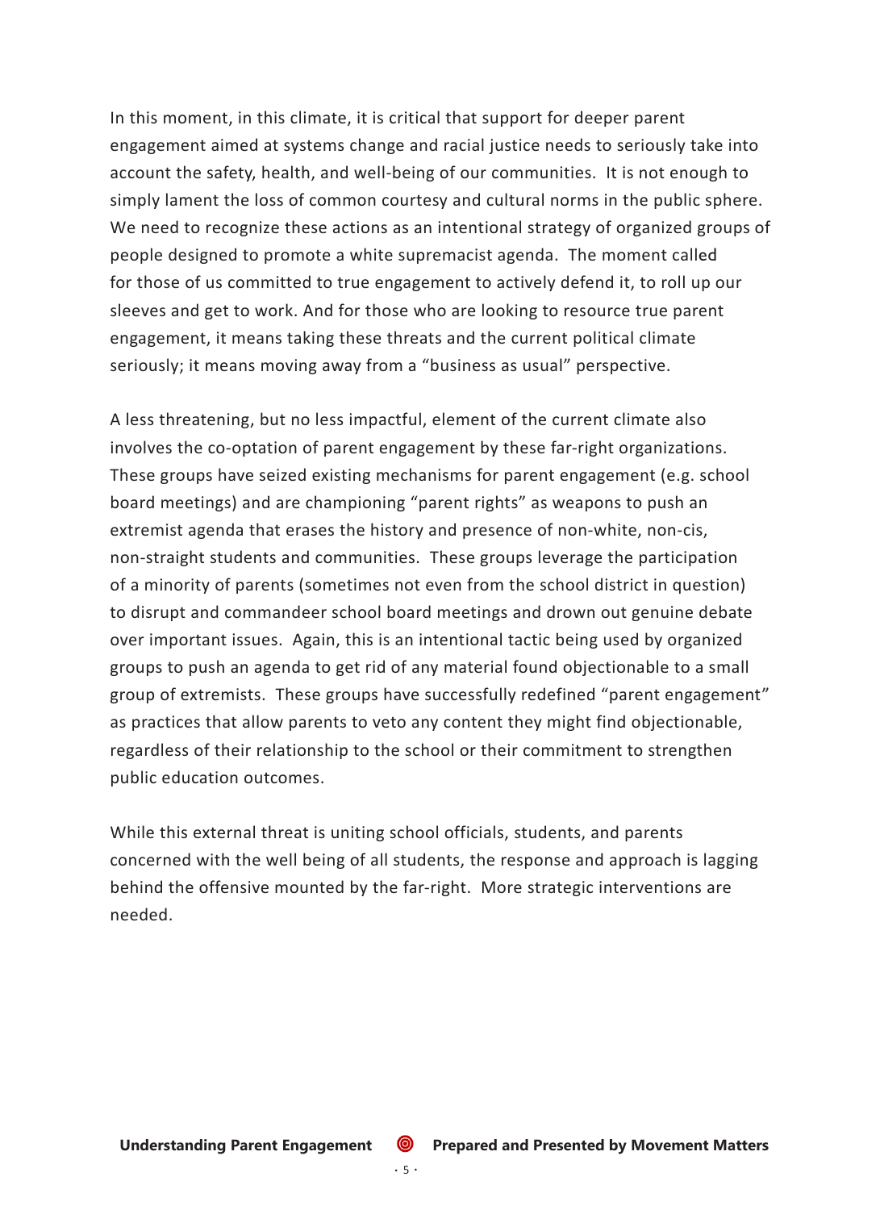In this moment, in this climate, it is critical that support for deeper parent engagement aimed at systems change and racial justice needs to seriously take into account the safety, health, and well-being of our communities. It is not enough to simply lament the loss of common courtesy and cultural norms in the public sphere. We need to recognize these actions as an intentional strategy of organized groups of people designed to promote a white supremacist agenda. The moment called for those of us committed to true engagement to actively defend it, to roll up our sleeves and get to work. And for those who are looking to resource true parent engagement, it means taking these threats and the current political climate seriously; it means moving away from a "business as usual" perspective.

A less threatening, but no less impactful, element of the current climate also involves the co-optation of parent engagement by these far-right organizations. These groups have seized existing mechanisms for parent engagement (e.g. school board meetings) and are championing "parent rights" as weapons to push an extremist agenda that erases the history and presence of non-white, non-cis, non-straight students and communities. These groups leverage the participation of a minority of parents (sometimes not even from the school district in question) to disrupt and commandeer school board meetings and drown out genuine debate over important issues. Again, this is an intentional tactic being used by organized groups to push an agenda to get rid of any material found objectionable to a small group of extremists. These groups have successfully redefined "parent engagement" as practices that allow parents to veto any content they might find objectionable, regardless of their relationship to the school or their commitment to strengthen public education outcomes.

While this external threat is uniting school officials, students, and parents concerned with the well being of all students, the response and approach is lagging behind the offensive mounted by the far-right. More strategic interventions are needed.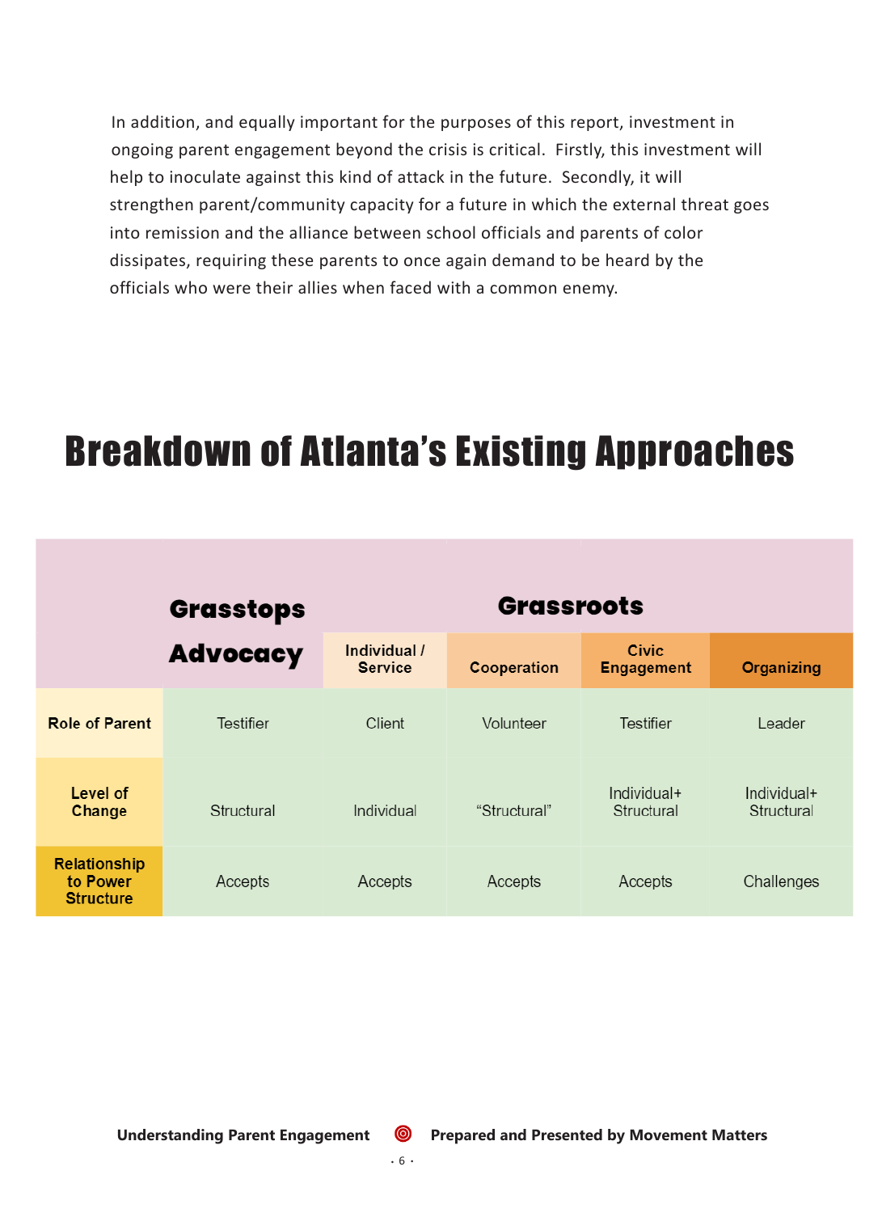In addition, and equally important for the purposes of this report, investment in ongoing parent engagement beyond the crisis is critical. Firstly, this investment will help to inoculate against this kind of attack in the future. Secondly, it will strengthen parent/community capacity for a future in which the external threat goes into remission and the alliance between school officials and parents of color dissipates, requiring these parents to once again demand to be heard by the officials who were their allies when faced with a common enemy.

# Breakdown of Atlanta's Existing Approaches

| | Grasstops | Grassroots | | | |
|---|---|---|---|---|---|
| | **Advocacy** | **Individual / Service** | **Cooperation** | **Civic Engagement** | **Organizing** |
| **Role of Parent** | Testifier | Client | Volunteer | Testifier | Leader |
| **Level of Change** | Structural | Individual | "Structural" | Individual+ Structural | Individual+ Structural |
| **Relationship to Power Structure** | Accepts | Accepts | Accepts | Accepts | Challenges |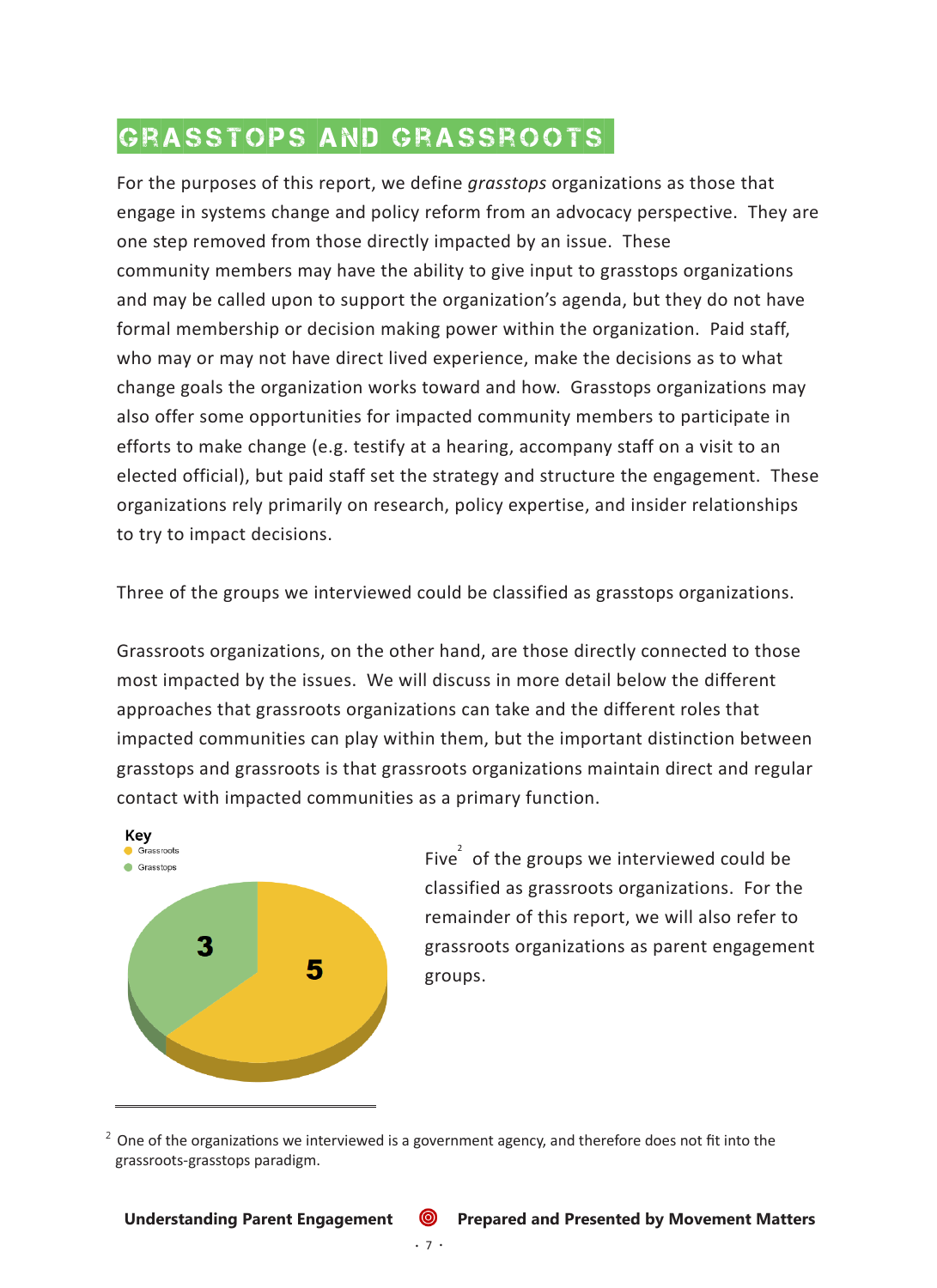# GRASSTOPS AND GRASSROOTS

For the purposes of this report, we define *grasstops* organizations as those that engage in systems change and policy reform from an advocacy perspective. They are one step removed from those directly impacted by an issue. These community members may have the ability to give input to grasstops organizations and may be called upon to support the organization's agenda, but they do not have formal membership or decision making power within the organization. Paid staff, who may or may not have direct lived experience, make the decisions as to what change goals the organization works toward and how. Grasstops organizations may also offer some opportunities for impacted community members to participate in efforts to make change (e.g. testify at a hearing, accompany staff on a visit to an elected official), but paid staff set the strategy and structure the engagement. These organizations rely primarily on research, policy expertise, and insider relationships to try to impact decisions.

Three of the groups we interviewed could be classified as grasstops organizations.

Grassroots organizations, on the other hand, are those directly connected to those most impacted by the issues. We will discuss in more detail below the different approaches that grassroots organizations can take and the different roles that impacted communities can play within them, but the important distinction between grasstops and grassroots is that grassroots organizations maintain direct and regular contact with impacted communities as a primary function.

Key
- Grassroots
- Grasstops

| Type | Number |
|---|---|
| Grassroots | 5 |
| Grasstops | 3 |

Five[2] of the groups we interviewed could be classified as grassroots organizations. For the remainder of this report, we will also refer to grassroots organizations as parent engagement groups.

[2] One of the organizations we interviewed is a government agency, and therefore does not fit into the grassroots-grasstops paradigm.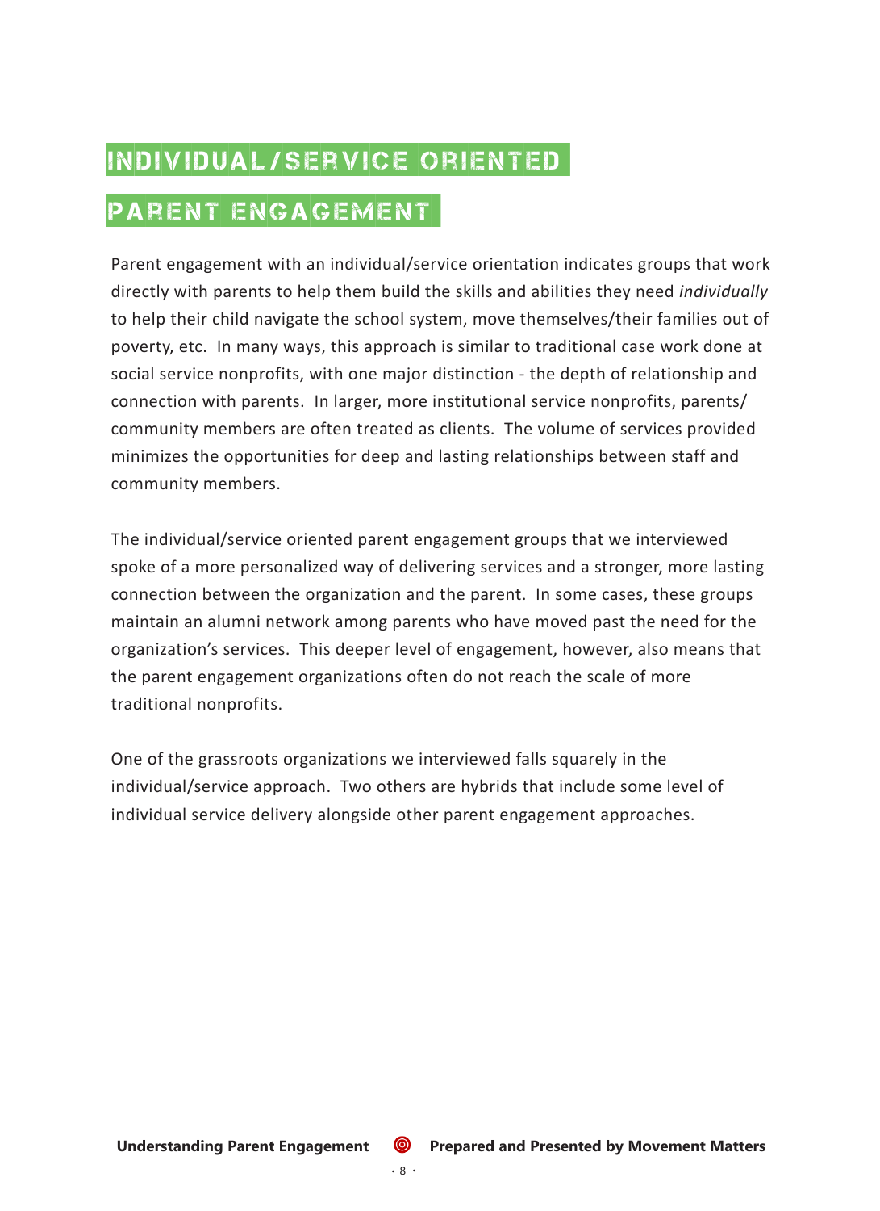# INDIVIDUAL/SERVICE ORIENTED PARENT ENGAGEMENT

Parent engagement with an individual/service orientation indicates groups that work directly with parents to help them build the skills and abilities they need *individually* to help their child navigate the school system, move themselves/their families out of poverty, etc. In many ways, this approach is similar to traditional case work done at social service nonprofits, with one major distinction - the depth of relationship and connection with parents. In larger, more institutional service nonprofits, parents/community members are often treated as clients. The volume of services provided minimizes the opportunities for deep and lasting relationships between staff and community members.

The individual/service oriented parent engagement groups that we interviewed spoke of a more personalized way of delivering services and a stronger, more lasting connection between the organization and the parent. In some cases, these groups maintain an alumni network among parents who have moved past the need for the organization's services. This deeper level of engagement, however, also means that the parent engagement organizations often do not reach the scale of more traditional nonprofits.

One of the grassroots organizations we interviewed falls squarely in the individual/service approach. Two others are hybrids that include some level of individual service delivery alongside other parent engagement approaches.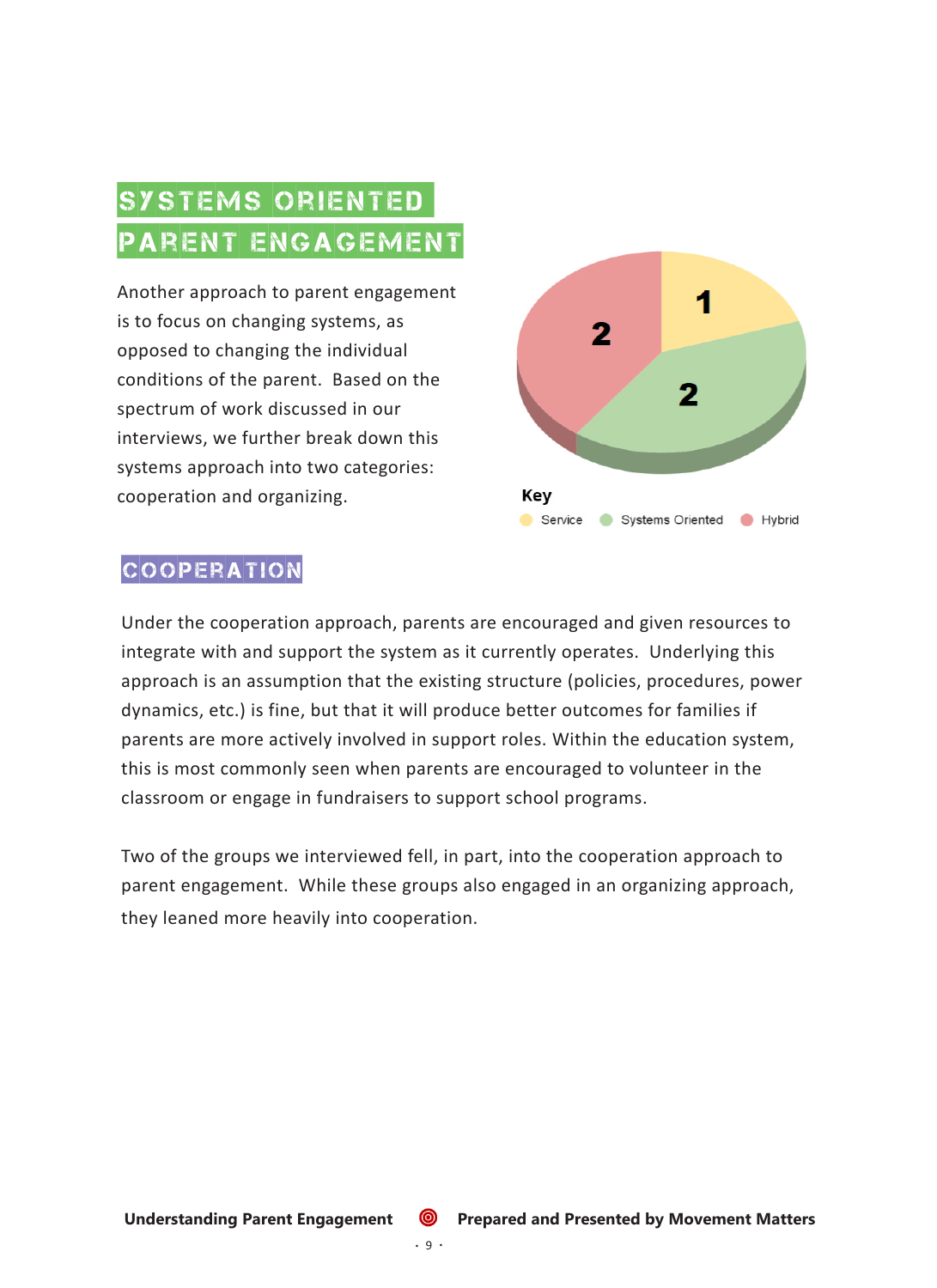## SYSTEMS ORIENTED PARENT ENGAGEMENT

Another approach to parent engagement is to focus on changing systems, as opposed to changing the individual conditions of the parent. Based on the spectrum of work discussed in our interviews, we further break down this systems approach into two categories: cooperation and organizing.

**Key**

| Category | Count |
|---|---|
| Service | 1 |
| Systems Oriented | 2 |
| Hybrid | 2 |

### COOPERATION

Under the cooperation approach, parents are encouraged and given resources to integrate with and support the system as it currently operates. Underlying this approach is an assumption that the existing structure (policies, procedures, power dynamics, etc.) is fine, but that it will produce better outcomes for families if parents are more actively involved in support roles. Within the education system, this is most commonly seen when parents are encouraged to volunteer in the classroom or engage in fundraisers to support school programs.

Two of the groups we interviewed fell, in part, into the cooperation approach to parent engagement. While these groups also engaged in an organizing approach, they leaned more heavily into cooperation.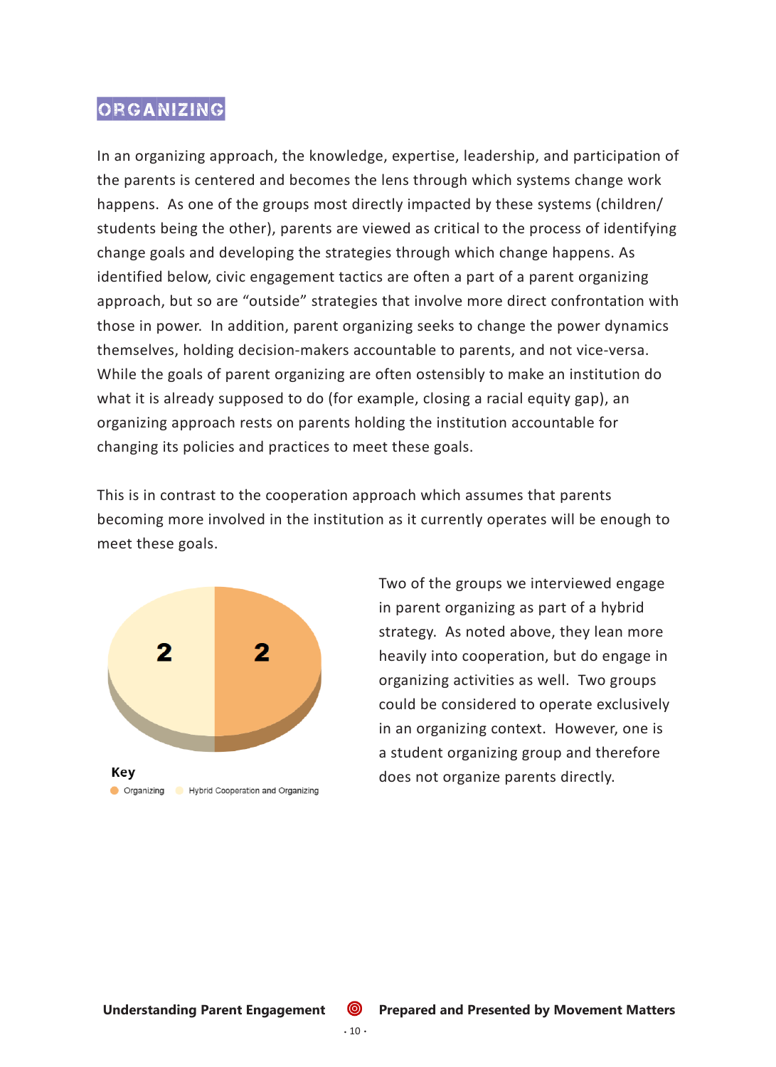## ORGANIZING

In an organizing approach, the knowledge, expertise, leadership, and participation of the parents is centered and becomes the lens through which systems change work happens.  As one of the groups most directly impacted by these systems (children/students being the other), parents are viewed as critical to the process of identifying change goals and developing the strategies through which change happens. As identified below, civic engagement tactics are often a part of a parent organizing approach, but so are "outside" strategies that involve more direct confrontation with those in power.  In addition, parent organizing seeks to change the power dynamics themselves, holding decision-makers accountable to parents, and not vice-versa. While the goals of parent organizing are often ostensibly to make an institution do what it is already supposed to do (for example, closing a racial equity gap), an organizing approach rests on parents holding the institution accountable for changing its policies and practices to meet these goals.

This is in contrast to the cooperation approach which assumes that parents becoming more involved in the institution as it currently operates will be enough to meet these goals.

| Category | Count |
|---|---|
| Organizing | 2 |
| Hybrid Cooperation and Organizing | 2 |

Two of the groups we interviewed engage in parent organizing as part of a hybrid strategy.  As noted above, they lean more heavily into cooperation, but do engage in organizing activities as well.  Two groups could be considered to operate exclusively in an organizing context.  However, one is a student organizing group and therefore does not organize parents directly.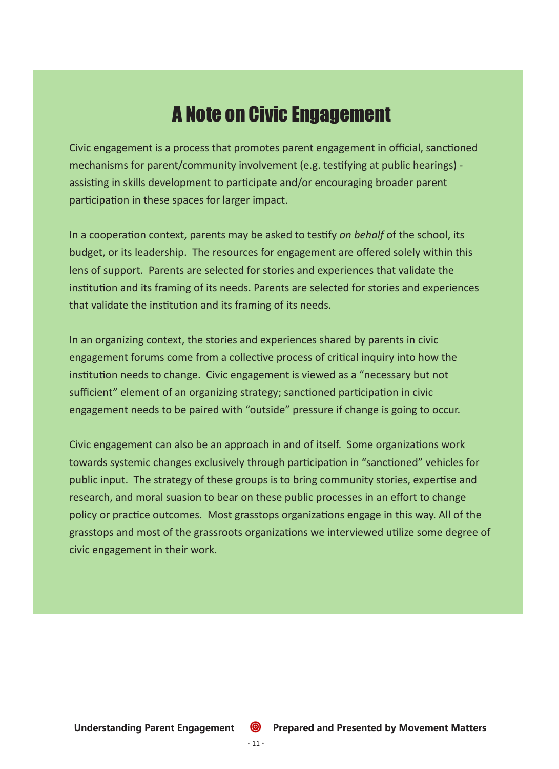# A Note on Civic Engagement

Civic engagement is a process that promotes parent engagement in official, sanctioned mechanisms for parent/community involvement (e.g. testifying at public hearings) - assisting in skills development to participate and/or encouraging broader parent participation in these spaces for larger impact.

In a cooperation context, parents may be asked to testify *on behalf* of the school, its budget, or its leadership. The resources for engagement are offered solely within this lens of support. Parents are selected for stories and experiences that validate the institution and its framing of its needs. Parents are selected for stories and experiences that validate the institution and its framing of its needs.

In an organizing context, the stories and experiences shared by parents in civic engagement forums come from a collective process of critical inquiry into how the institution needs to change. Civic engagement is viewed as a "necessary but not sufficient" element of an organizing strategy; sanctioned participation in civic engagement needs to be paired with "outside" pressure if change is going to occur.

Civic engagement can also be an approach in and of itself. Some organizations work towards systemic changes exclusively through participation in "sanctioned" vehicles for public input. The strategy of these groups is to bring community stories, expertise and research, and moral suasion to bear on these public processes in an effort to change policy or practice outcomes. Most grasstops organizations engage in this way. All of the grasstops and most of the grassroots organizations we interviewed utilize some degree of civic engagement in their work.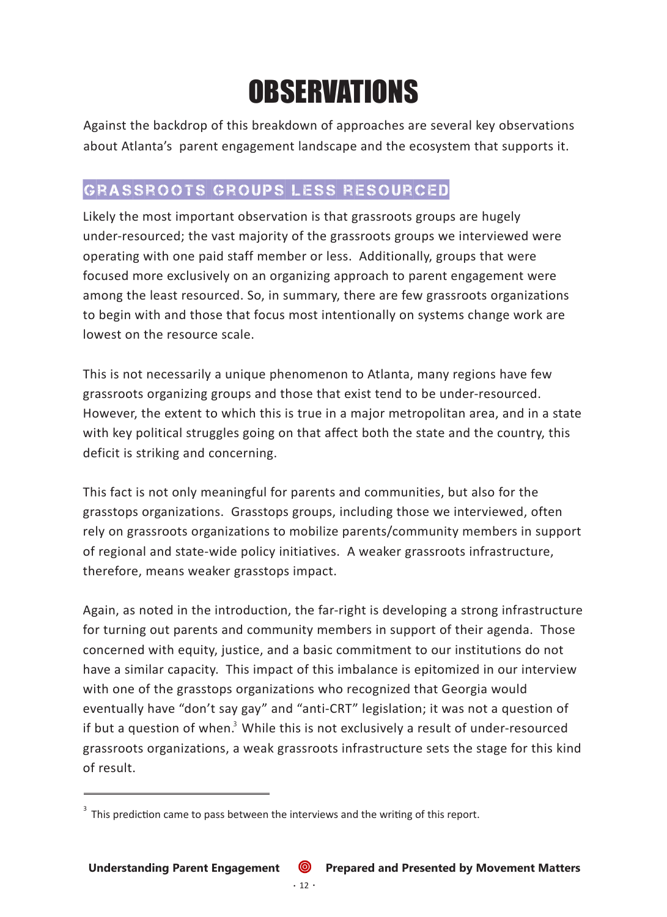# OBSERVATIONS

Against the backdrop of this breakdown of approaches are several key observations about Atlanta's  parent engagement landscape and the ecosystem that supports it.

## GRASSROOTS GROUPS LESS RESOURCED

Likely the most important observation is that grassroots groups are hugely under-resourced; the vast majority of the grassroots groups we interviewed were operating with one paid staff member or less.  Additionally, groups that were focused more exclusively on an organizing approach to parent engagement were among the least resourced. So, in summary, there are few grassroots organizations to begin with and those that focus most intentionally on systems change work are lowest on the resource scale.

This is not necessarily a unique phenomenon to Atlanta, many regions have few grassroots organizing groups and those that exist tend to be under-resourced. However, the extent to which this is true in a major metropolitan area, and in a state with key political struggles going on that affect both the state and the country, this deficit is striking and concerning.

This fact is not only meaningful for parents and communities, but also for the grasstops organizations.  Grasstops groups, including those we interviewed, often rely on grassroots organizations to mobilize parents/community members in support of regional and state-wide policy initiatives.  A weaker grassroots infrastructure, therefore, means weaker grasstops impact.

Again, as noted in the introduction, the far-right is developing a strong infrastructure for turning out parents and community members in support of their agenda.  Those concerned with equity, justice, and a basic commitment to our institutions do not have a similar capacity.  This impact of this imbalance is epitomized in our interview with one of the grasstops organizations who recognized that Georgia would eventually have "don't say gay" and "anti-CRT" legislation; it was not a question of if but a question of when.[3] While this is not exclusively a result of under-resourced grassroots organizations, a weak grassroots infrastructure sets the stage for this kind of result.

---

[3] This prediction came to pass between the interviews and the writing of this report.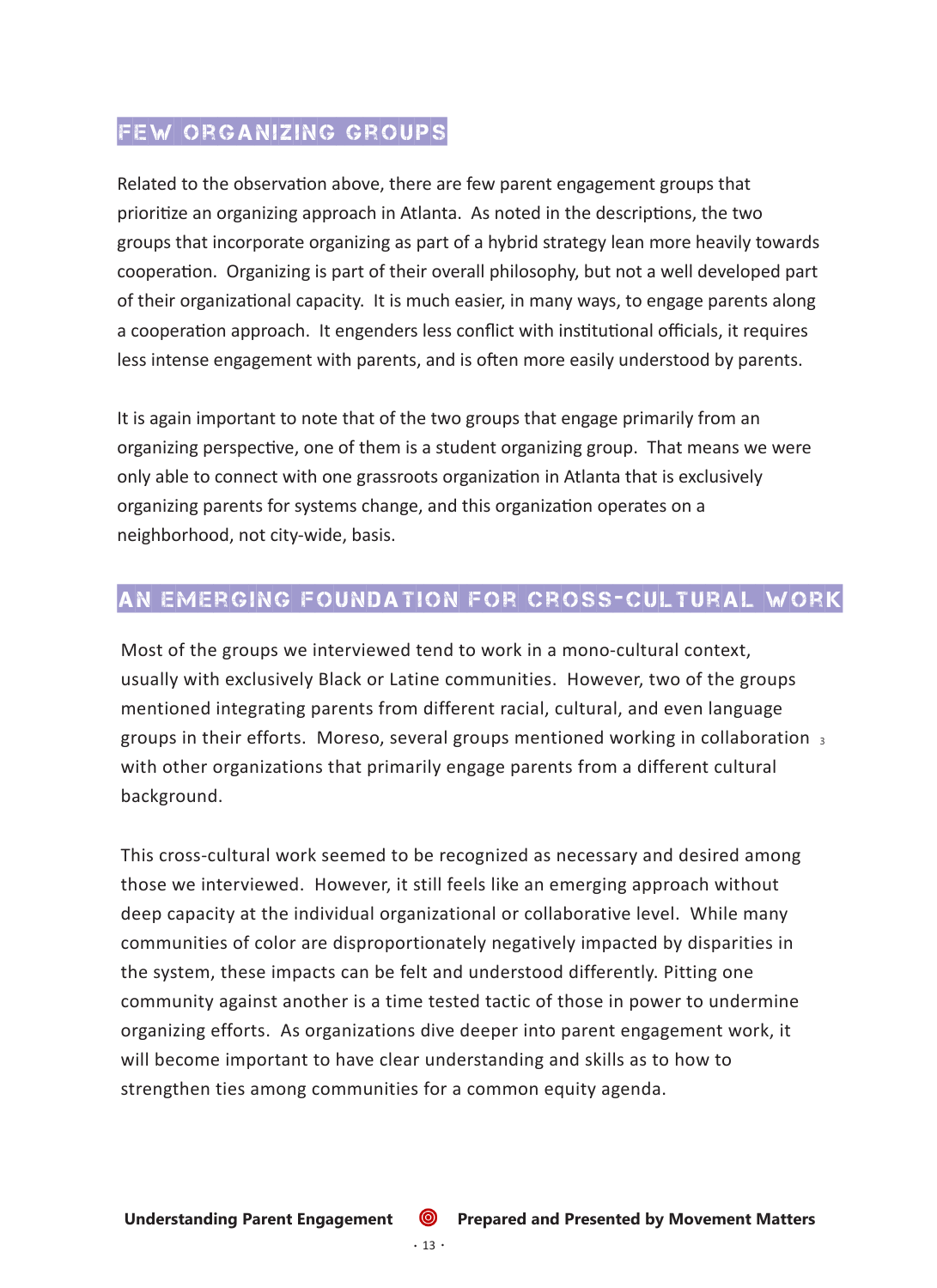## FEW ORGANIZING GROUPS

Related to the observation above, there are few parent engagement groups that prioritize an organizing approach in Atlanta. As noted in the descriptions, the two groups that incorporate organizing as part of a hybrid strategy lean more heavily towards cooperation. Organizing is part of their overall philosophy, but not a well developed part of their organizational capacity. It is much easier, in many ways, to engage parents along a cooperation approach. It engenders less conflict with institutional officials, it requires less intense engagement with parents, and is often more easily understood by parents.

It is again important to note that of the two groups that engage primarily from an organizing perspective, one of them is a student organizing group. That means we were only able to connect with one grassroots organization in Atlanta that is exclusively organizing parents for systems change, and this organization operates on a neighborhood, not city-wide, basis.

## AN EMERGING FOUNDATION FOR CROSS-CULTURAL WORK

Most of the groups we interviewed tend to work in a mono-cultural context, usually with exclusively Black or Latine communities. However, two of the groups mentioned integrating parents from different racial, cultural, and even language groups in their efforts. Moreso, several groups mentioned working in collaboration[3] with other organizations that primarily engage parents from a different cultural background.

This cross-cultural work seemed to be recognized as necessary and desired among those we interviewed. However, it still feels like an emerging approach without deep capacity at the individual organizational or collaborative level. While many communities of color are disproportionately negatively impacted by disparities in the system, these impacts can be felt and understood differently. Pitting one community against another is a time tested tactic of those in power to undermine organizing efforts. As organizations dive deeper into parent engagement work, it will become important to have clear understanding and skills as to how to strengthen ties among communities for a common equity agenda.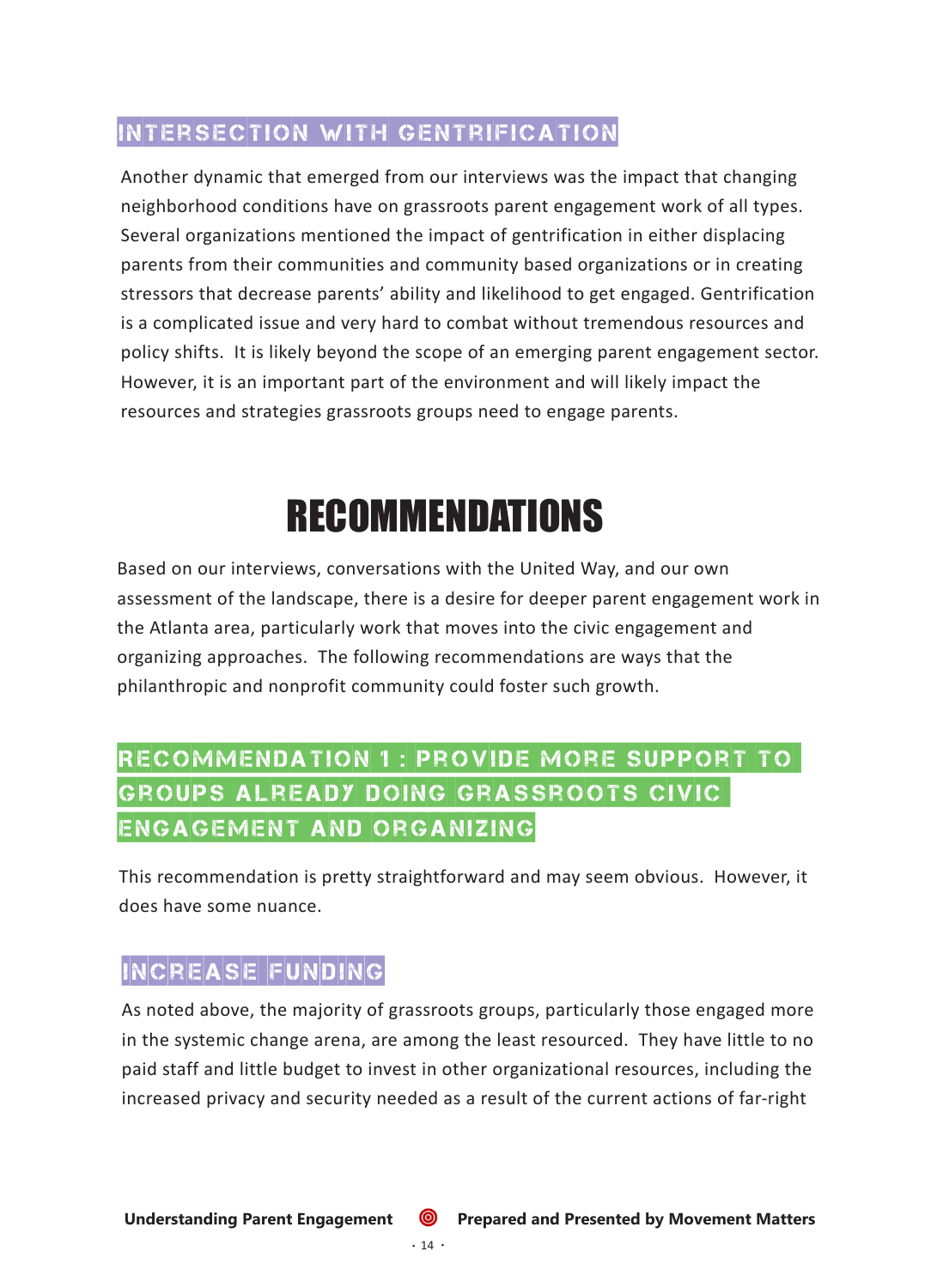### INTERSECTION WITH GENTRIFICATION

Another dynamic that emerged from our interviews was the impact that changing neighborhood conditions have on grassroots parent engagement work of all types. Several organizations mentioned the impact of gentrification in either displacing parents from their communities and community based organizations or in creating stressors that decrease parents' ability and likelihood to get engaged. Gentrification is a complicated issue and very hard to combat without tremendous resources and policy shifts. It is likely beyond the scope of an emerging parent engagement sector. However, it is an important part of the environment and will likely impact the resources and strategies grassroots groups need to engage parents.

# RECOMMENDATIONS

Based on our interviews, conversations with the United Way, and our own assessment of the landscape, there is a desire for deeper parent engagement work in the Atlanta area, particularly work that moves into the civic engagement and organizing approaches. The following recommendations are ways that the philanthropic and nonprofit community could foster such growth.

## RECOMMENDATION 1 : PROVIDE MORE SUPPORT TO GROUPS ALREADY DOING GRASSROOTS CIVIC ENGAGEMENT AND ORGANIZING

This recommendation is pretty straightforward and may seem obvious. However, it does have some nuance.

### INCREASE FUNDING

As noted above, the majority of grassroots groups, particularly those engaged more in the systemic change arena, are among the least resourced. They have little to no paid staff and little budget to invest in other organizational resources, including the increased privacy and security needed as a result of the current actions of far-right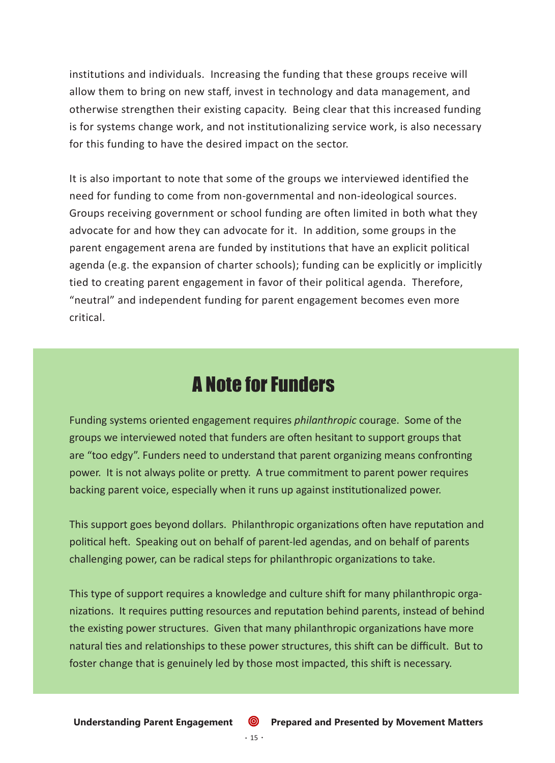institutions and individuals. Increasing the funding that these groups receive will allow them to bring on new staff, invest in technology and data management, and otherwise strengthen their existing capacity. Being clear that this increased funding is for systems change work, and not institutionalizing service work, is also necessary for this funding to have the desired impact on the sector.

It is also important to note that some of the groups we interviewed identified the need for funding to come from non-governmental and non-ideological sources. Groups receiving government or school funding are often limited in both what they advocate for and how they can advocate for it. In addition, some groups in the parent engagement arena are funded by institutions that have an explicit political agenda (e.g. the expansion of charter schools); funding can be explicitly or implicitly tied to creating parent engagement in favor of their political agenda. Therefore, "neutral" and independent funding for parent engagement becomes even more critical.

## A Note for Funders

Funding systems oriented engagement requires *philanthropic* courage. Some of the groups we interviewed noted that funders are often hesitant to support groups that are "too edgy". Funders need to understand that parent organizing means confronting power. It is not always polite or pretty. A true commitment to parent power requires backing parent voice, especially when it runs up against institutionalized power.

This support goes beyond dollars. Philanthropic organizations often have reputation and political heft. Speaking out on behalf of parent-led agendas, and on behalf of parents challenging power, can be radical steps for philanthropic organizations to take.

This type of support requires a knowledge and culture shift for many philanthropic organizations. It requires putting resources and reputation behind parents, instead of behind the existing power structures. Given that many philanthropic organizations have more natural ties and relationships to these power structures, this shift can be difficult. But to foster change that is genuinely led by those most impacted, this shift is necessary.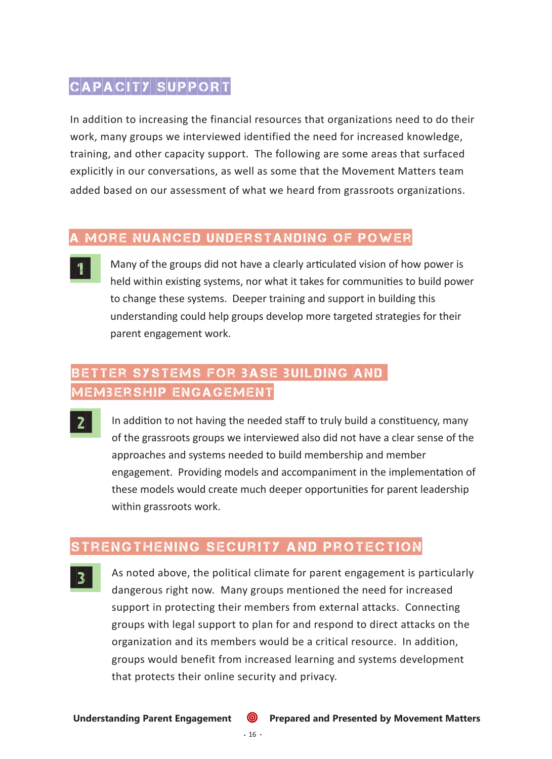## CAPACITY SUPPORT

In addition to increasing the financial resources that organizations need to do their work, many groups we interviewed identified the need for increased knowledge, training, and other capacity support. The following are some areas that surfaced explicitly in our conversations, as well as some that the Movement Matters team added based on our assessment of what we heard from grassroots organizations.

### A MORE NUANCED UNDERSTANDING OF POWER

**1**

Many of the groups did not have a clearly articulated vision of how power is held within existing systems, nor what it takes for communities to build power to change these systems. Deeper training and support in building this understanding could help groups develop more targeted strategies for their parent engagement work.

### BETTER SYSTEMS FOR BASE BUILDING AND MEMBERSHIP ENGAGEMENT

**2**

In addition to not having the needed staff to truly build a constituency, many of the grassroots groups we interviewed also did not have a clear sense of the approaches and systems needed to build membership and member engagement. Providing models and accompaniment in the implementation of these models would create much deeper opportunities for parent leadership within grassroots work.

### STRENGTHENING SECURITY AND PROTECTION

**3**

As noted above, the political climate for parent engagement is particularly dangerous right now. Many groups mentioned the need for increased support in protecting their members from external attacks. Connecting groups with legal support to plan for and respond to direct attacks on the organization and its members would be a critical resource. In addition, groups would benefit from increased learning and systems development that protects their online security and privacy.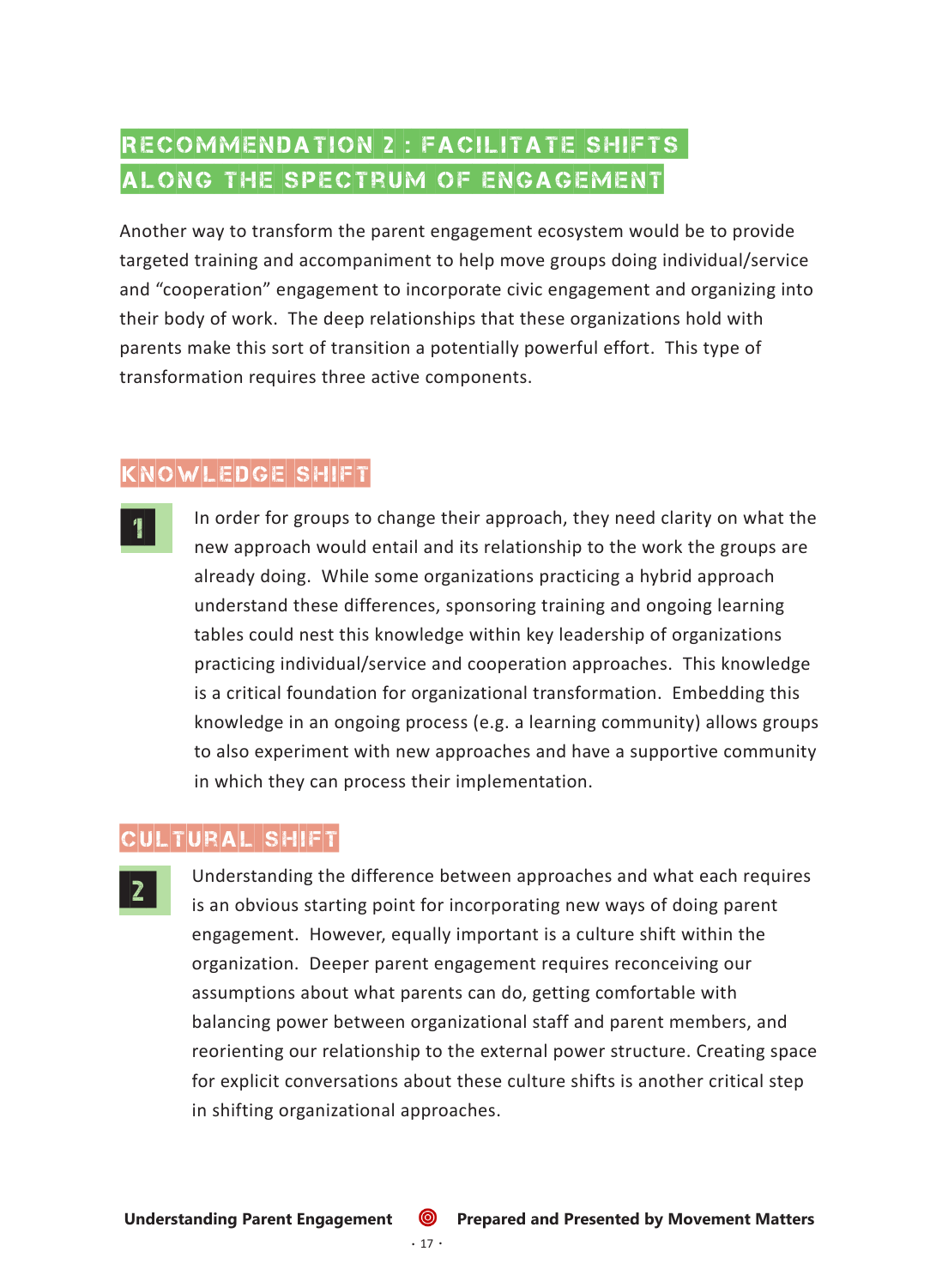## RECOMMENDATION 2 : FACILITATE SHIFTS ALONG THE SPECTRUM OF ENGAGEMENT

Another way to transform the parent engagement ecosystem would be to provide targeted training and accompaniment to help move groups doing individual/service and "cooperation" engagement to incorporate civic engagement and organizing into their body of work. The deep relationships that these organizations hold with parents make this sort of transition a potentially powerful effort. This type of transformation requires three active components.

### KNOWLEDGE SHIFT

**1**

In order for groups to change their approach, they need clarity on what the new approach would entail and its relationship to the work the groups are already doing. While some organizations practicing a hybrid approach understand these differences, sponsoring training and ongoing learning tables could nest this knowledge within key leadership of organizations practicing individual/service and cooperation approaches. This knowledge is a critical foundation for organizational transformation. Embedding this knowledge in an ongoing process (e.g. a learning community) allows groups to also experiment with new approaches and have a supportive community in which they can process their implementation.

### CULTURAL SHIFT

**2**

Understanding the difference between approaches and what each requires is an obvious starting point for incorporating new ways of doing parent engagement. However, equally important is a culture shift within the organization. Deeper parent engagement requires reconceiving our assumptions about what parents can do, getting comfortable with balancing power between organizational staff and parent members, and reorienting our relationship to the external power structure. Creating space for explicit conversations about these culture shifts is another critical step in shifting organizational approaches.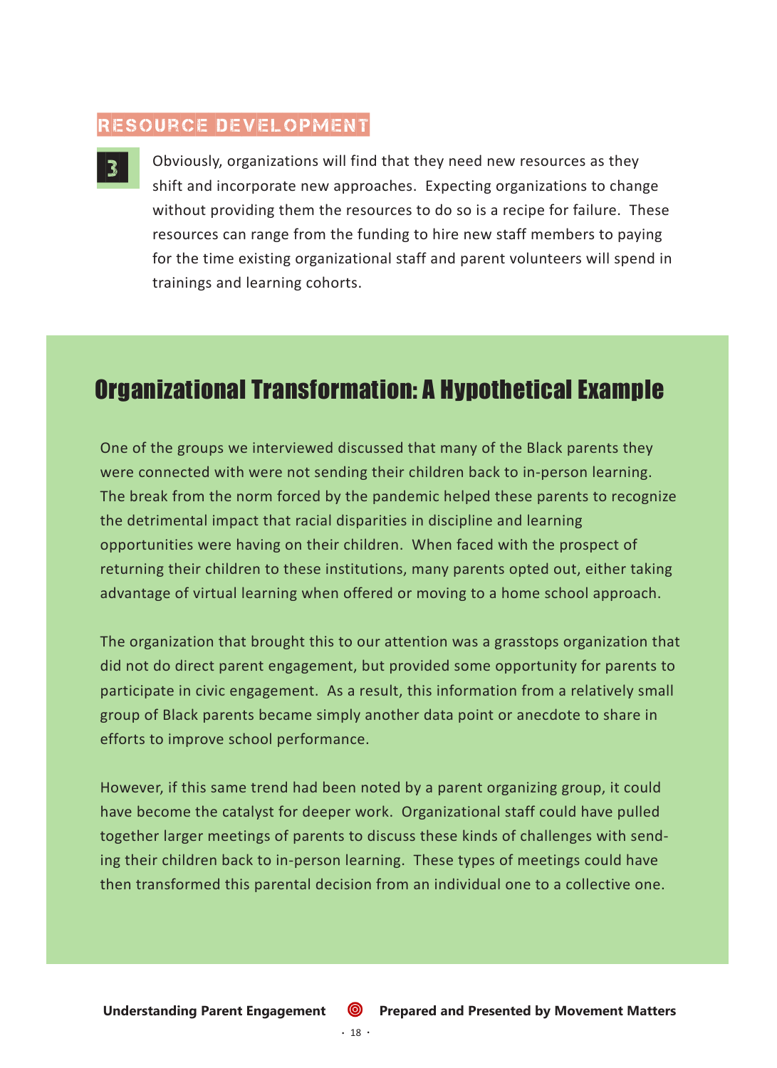## RESOURCE DEVELOPMENT

**3**

Obviously, organizations will find that they need new resources as they shift and incorporate new approaches. Expecting organizations to change without providing them the resources to do so is a recipe for failure. These resources can range from the funding to hire new staff members to paying for the time existing organizational staff and parent volunteers will spend in trainings and learning cohorts.

## Organizational Transformation: A Hypothetical Example

One of the groups we interviewed discussed that many of the Black parents they were connected with were not sending their children back to in-person learning. The break from the norm forced by the pandemic helped these parents to recognize the detrimental impact that racial disparities in discipline and learning opportunities were having on their children. When faced with the prospect of returning their children to these institutions, many parents opted out, either taking advantage of virtual learning when offered or moving to a home school approach.

The organization that brought this to our attention was a grasstops organization that did not do direct parent engagement, but provided some opportunity for parents to participate in civic engagement. As a result, this information from a relatively small group of Black parents became simply another data point or anecdote to share in efforts to improve school performance.

However, if this same trend had been noted by a parent organizing group, it could have become the catalyst for deeper work. Organizational staff could have pulled together larger meetings of parents to discuss these kinds of challenges with sending their children back to in-person learning. These types of meetings could have then transformed this parental decision from an individual one to a collective one.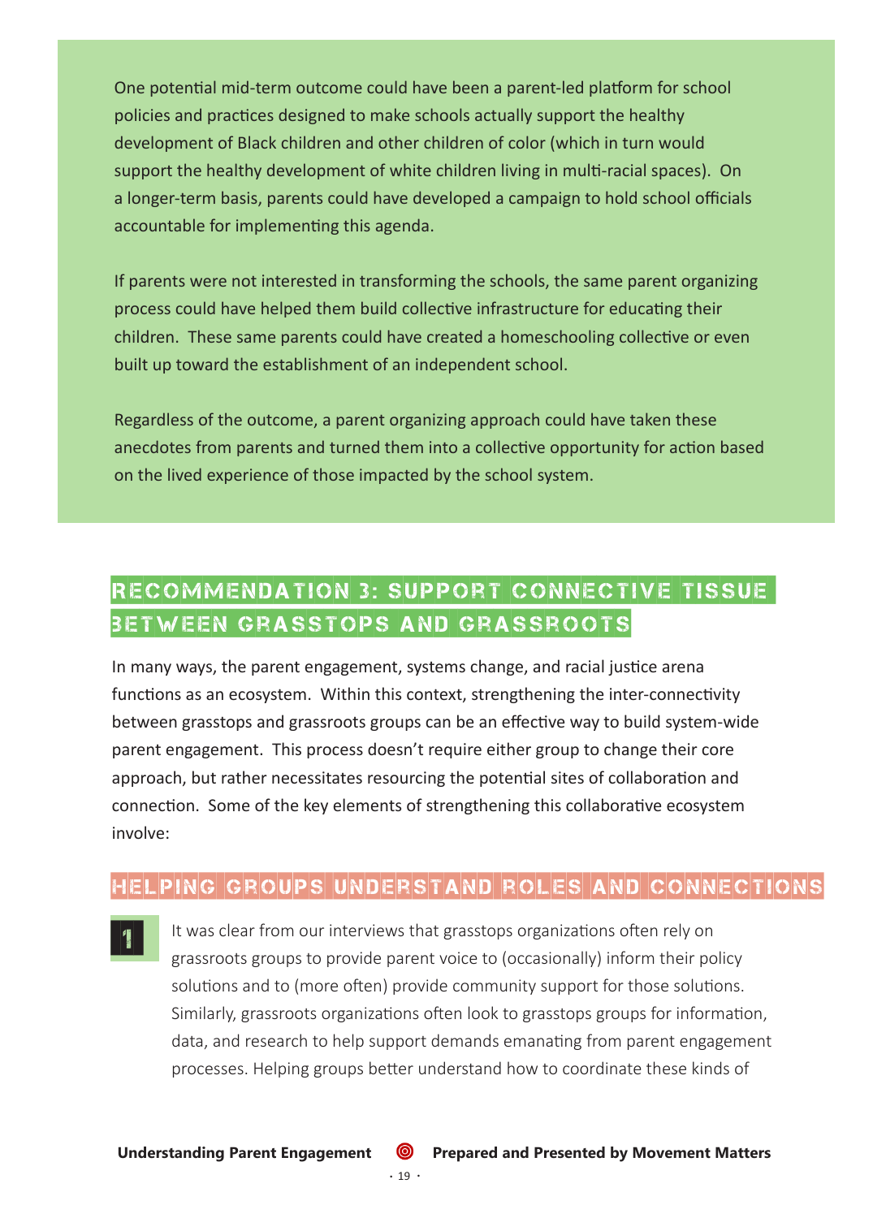One potential mid-term outcome could have been a parent-led platform for school policies and practices designed to make schools actually support the healthy development of Black children and other children of color (which in turn would support the healthy development of white children living in multi-racial spaces). On a longer-term basis, parents could have developed a campaign to hold school officials accountable for implementing this agenda.

If parents were not interested in transforming the schools, the same parent organizing process could have helped them build collective infrastructure for educating their children. These same parents could have created a homeschooling collective or even built up toward the establishment of an independent school.

Regardless of the outcome, a parent organizing approach could have taken these anecdotes from parents and turned them into a collective opportunity for action based on the lived experience of those impacted by the school system.

## RECOMMENDATION 3: SUPPORT CONNECTIVE TISSUE BETWEEN GRASSTOPS AND GRASSROOTS

In many ways, the parent engagement, systems change, and racial justice arena functions as an ecosystem. Within this context, strengthening the inter-connectivity between grasstops and grassroots groups can be an effective way to build system-wide parent engagement. This process doesn't require either group to change their core approach, but rather necessitates resourcing the potential sites of collaboration and connection. Some of the key elements of strengthening this collaborative ecosystem involve:

### HELPING GROUPS UNDERSTAND ROLES AND CONNECTIONS

1. It was clear from our interviews that grasstops organizations often rely on grassroots groups to provide parent voice to (occasionally) inform their policy solutions and to (more often) provide community support for those solutions. Similarly, grassroots organizations often look to grasstops groups for information, data, and research to help support demands emanating from parent engagement processes. Helping groups better understand how to coordinate these kinds of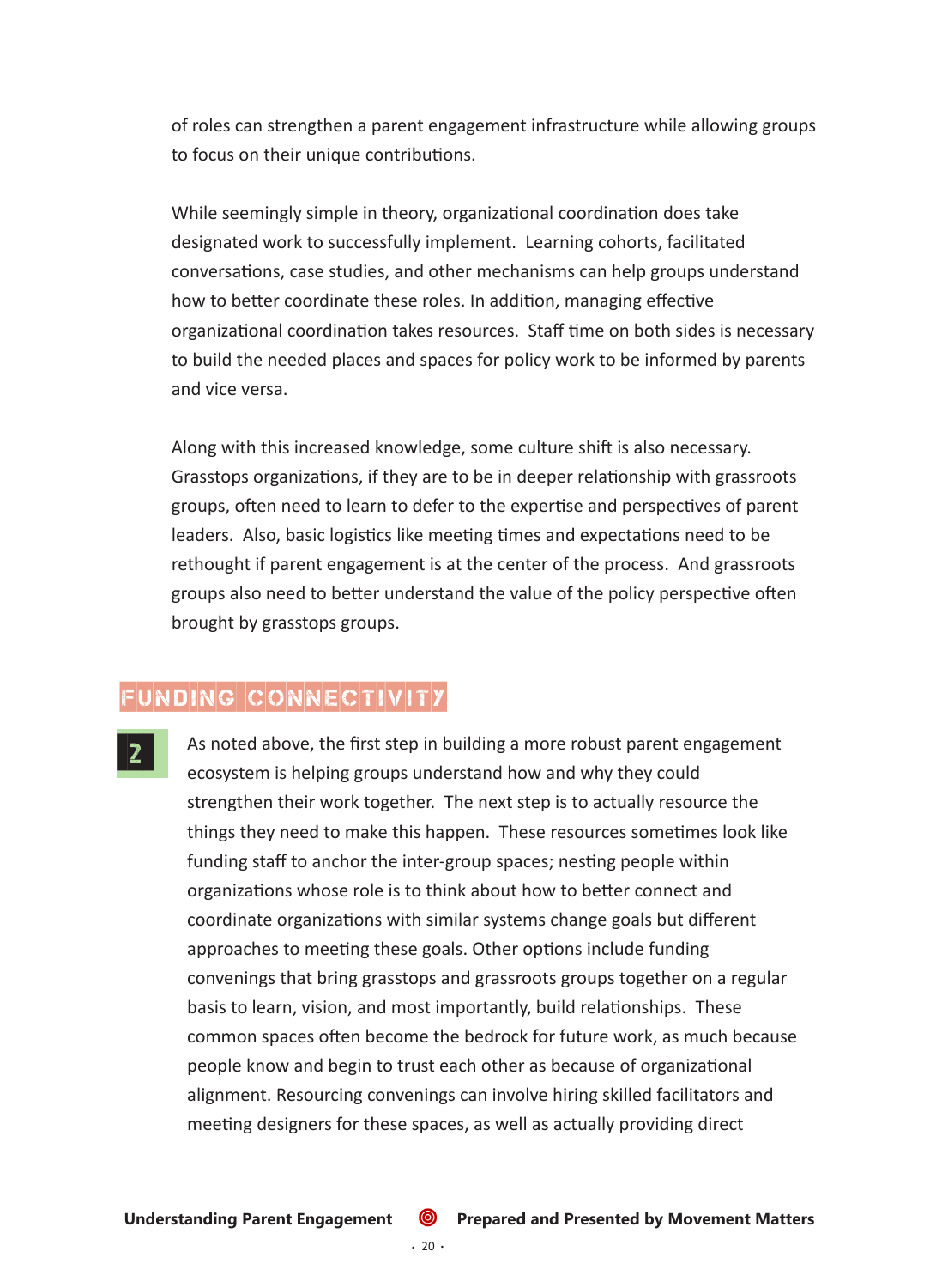of roles can strengthen a parent engagement infrastructure while allowing groups to focus on their unique contributions.

While seemingly simple in theory, organizational coordination does take designated work to successfully implement. Learning cohorts, facilitated conversations, case studies, and other mechanisms can help groups understand how to better coordinate these roles. In addition, managing effective organizational coordination takes resources. Staff time on both sides is necessary to build the needed places and spaces for policy work to be informed by parents and vice versa.

Along with this increased knowledge, some culture shift is also necessary. Grasstops organizations, if they are to be in deeper relationship with grassroots groups, often need to learn to defer to the expertise and perspectives of parent leaders. Also, basic logistics like meeting times and expectations need to be rethought if parent engagement is at the center of the process. And grassroots groups also need to better understand the value of the policy perspective often brought by grasstops groups.

## FUNDING CONNECTIVITY

**2**

As noted above, the first step in building a more robust parent engagement ecosystem is helping groups understand how and why they could strengthen their work together. The next step is to actually resource the things they need to make this happen. These resources sometimes look like funding staff to anchor the inter-group spaces; nesting people within organizations whose role is to think about how to better connect and coordinate organizations with similar systems change goals but different approaches to meeting these goals. Other options include funding convenings that bring grasstops and grassroots groups together on a regular basis to learn, vision, and most importantly, build relationships. These common spaces often become the bedrock for future work, as much because people know and begin to trust each other as because of organizational alignment. Resourcing convenings can involve hiring skilled facilitators and meeting designers for these spaces, as well as actually providing direct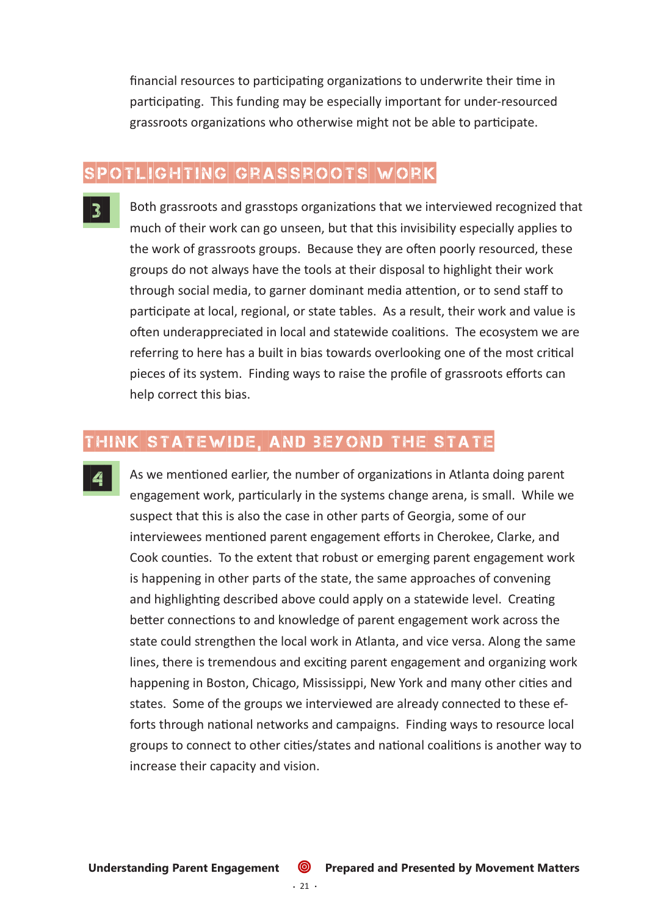financial resources to participating organizations to underwrite their time in participating. This funding may be especially important for under-resourced grassroots organizations who otherwise might not be able to participate.

## SPOTLIGHTING GRASSROOTS WORK

**3**

Both grassroots and grasstops organizations that we interviewed recognized that much of their work can go unseen, but that this invisibility especially applies to the work of grassroots groups. Because they are often poorly resourced, these groups do not always have the tools at their disposal to highlight their work through social media, to garner dominant media attention, or to send staff to participate at local, regional, or state tables. As a result, their work and value is often underappreciated in local and statewide coalitions. The ecosystem we are referring to here has a built in bias towards overlooking one of the most critical pieces of its system. Finding ways to raise the profile of grassroots efforts can help correct this bias.

## THINK STATEWIDE, AND BEYOND THE STATE

**4**

As we mentioned earlier, the number of organizations in Atlanta doing parent engagement work, particularly in the systems change arena, is small. While we suspect that this is also the case in other parts of Georgia, some of our interviewees mentioned parent engagement efforts in Cherokee, Clarke, and Cook counties. To the extent that robust or emerging parent engagement work is happening in other parts of the state, the same approaches of convening and highlighting described above could apply on a statewide level. Creating better connections to and knowledge of parent engagement work across the state could strengthen the local work in Atlanta, and vice versa. Along the same lines, there is tremendous and exciting parent engagement and organizing work happening in Boston, Chicago, Mississippi, New York and many other cities and states. Some of the groups we interviewed are already connected to these efforts through national networks and campaigns. Finding ways to resource local groups to connect to other cities/states and national coalitions is another way to increase their capacity and vision.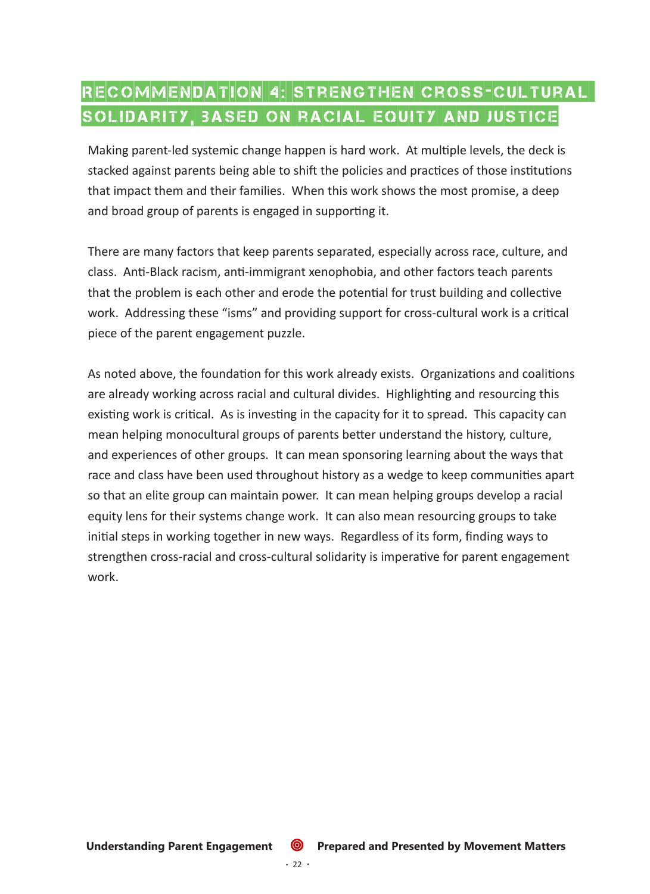## Recommendation 4: Strengthen Cross-Cultural Solidarity, Based on Racial Equity and Justice

Making parent-led systemic change happen is hard work. At multiple levels, the deck is stacked against parents being able to shift the policies and practices of those institutions that impact them and their families. When this work shows the most promise, a deep and broad group of parents is engaged in supporting it.

There are many factors that keep parents separated, especially across race, culture, and class. Anti-Black racism, anti-immigrant xenophobia, and other factors teach parents that the problem is each other and erode the potential for trust building and collective work. Addressing these "isms" and providing support for cross-cultural work is a critical piece of the parent engagement puzzle.

As noted above, the foundation for this work already exists. Organizations and coalitions are already working across racial and cultural divides. Highlighting and resourcing this existing work is critical. As is investing in the capacity for it to spread. This capacity can mean helping monocultural groups of parents better understand the history, culture, and experiences of other groups. It can mean sponsoring learning about the ways that race and class have been used throughout history as a wedge to keep communities apart so that an elite group can maintain power. It can mean helping groups develop a racial equity lens for their systems change work. It can also mean resourcing groups to take initial steps in working together in new ways. Regardless of its form, finding ways to strengthen cross-racial and cross-cultural solidarity is imperative for parent engagement work.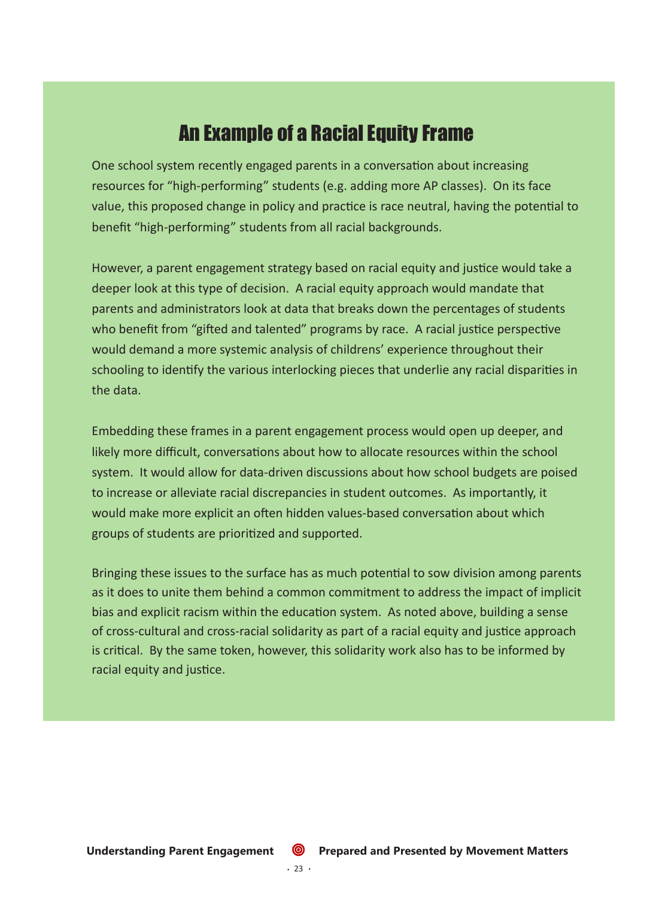## An Example of a Racial Equity Frame

One school system recently engaged parents in a conversation about increasing resources for "high-performing" students (e.g. adding more AP classes). On its face value, this proposed change in policy and practice is race neutral, having the potential to benefit "high-performing" students from all racial backgrounds.

However, a parent engagement strategy based on racial equity and justice would take a deeper look at this type of decision. A racial equity approach would mandate that parents and administrators look at data that breaks down the percentages of students who benefit from "gifted and talented" programs by race. A racial justice perspective would demand a more systemic analysis of childrens' experience throughout their schooling to identify the various interlocking pieces that underlie any racial disparities in the data.

Embedding these frames in a parent engagement process would open up deeper, and likely more difficult, conversations about how to allocate resources within the school system. It would allow for data-driven discussions about how school budgets are poised to increase or alleviate racial discrepancies in student outcomes. As importantly, it would make more explicit an often hidden values-based conversation about which groups of students are prioritized and supported.

Bringing these issues to the surface has as much potential to sow division among parents as it does to unite them behind a common commitment to address the impact of implicit bias and explicit racism within the education system. As noted above, building a sense of cross-cultural and cross-racial solidarity as part of a racial equity and justice approach is critical. By the same token, however, this solidarity work also has to be informed by racial equity and justice.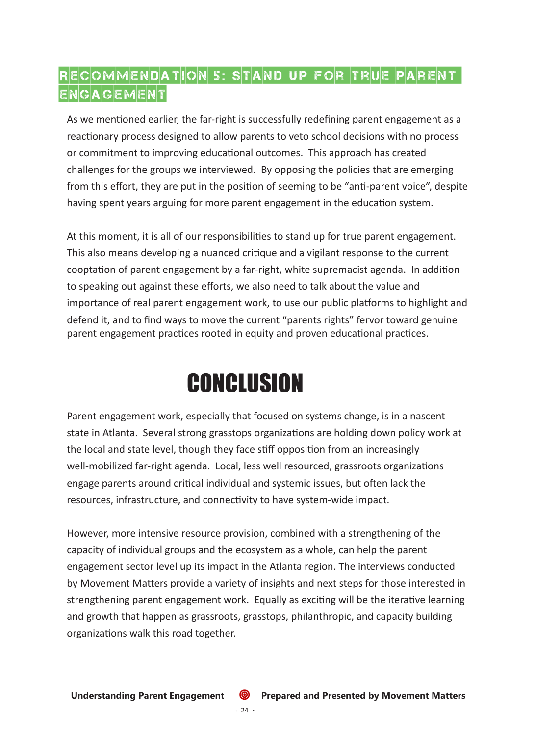## RECOMMENDATION 5: STAND UP FOR TRUE PARENT ENGAGEMENT

As we mentioned earlier, the far-right is successfully redefining parent engagement as a reactionary process designed to allow parents to veto school decisions with no process or commitment to improving educational outcomes. This approach has created challenges for the groups we interviewed. By opposing the policies that are emerging from this effort, they are put in the position of seeming to be "anti-parent voice", despite having spent years arguing for more parent engagement in the education system.

At this moment, it is all of our responsibilities to stand up for true parent engagement. This also means developing a nuanced critique and a vigilant response to the current cooptation of parent engagement by a far-right, white supremacist agenda. In addition to speaking out against these efforts, we also need to talk about the value and importance of real parent engagement work, to use our public platforms to highlight and defend it, and to find ways to move the current "parents rights" fervor toward genuine parent engagement practices rooted in equity and proven educational practices.

# CONCLUSION

Parent engagement work, especially that focused on systems change, is in a nascent state in Atlanta. Several strong grasstops organizations are holding down policy work at the local and state level, though they face stiff opposition from an increasingly well-mobilized far-right agenda. Local, less well resourced, grassroots organizations engage parents around critical individual and systemic issues, but often lack the resources, infrastructure, and connectivity to have system-wide impact.

However, more intensive resource provision, combined with a strengthening of the capacity of individual groups and the ecosystem as a whole, can help the parent engagement sector level up its impact in the Atlanta region. The interviews conducted by Movement Matters provide a variety of insights and next steps for those interested in strengthening parent engagement work. Equally as exciting will be the iterative learning and growth that happen as grassroots, grasstops, philanthropic, and capacity building organizations walk this road together.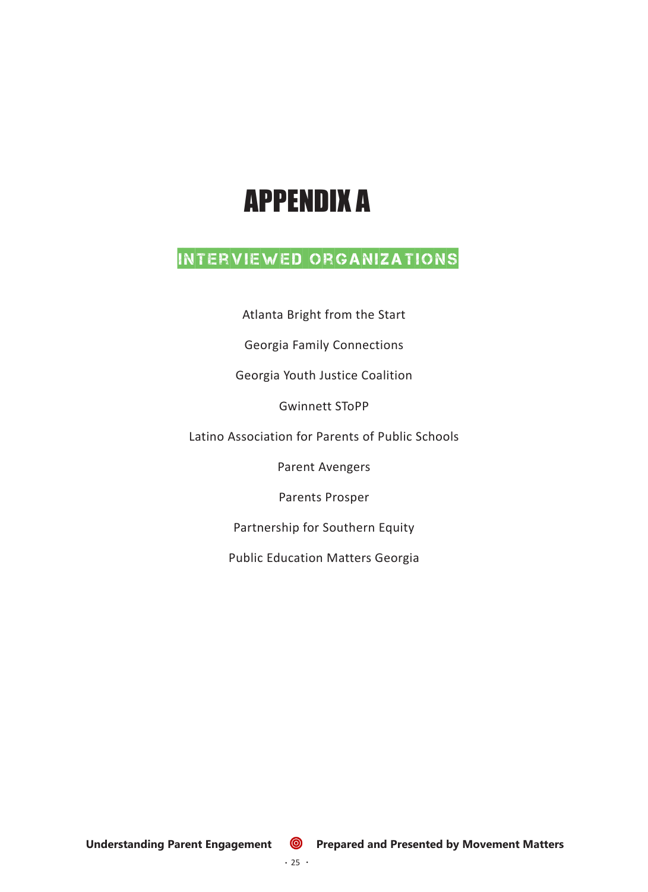# APPENDIX A

## INTERVIEWED ORGANIZATIONS

Atlanta Bright from the Start

Georgia Family Connections

Georgia Youth Justice Coalition

Gwinnett SToPP

Latino Association for Parents of Public Schools

Parent Avengers

Parents Prosper

Partnership for Southern Equity

Public Education Matters Georgia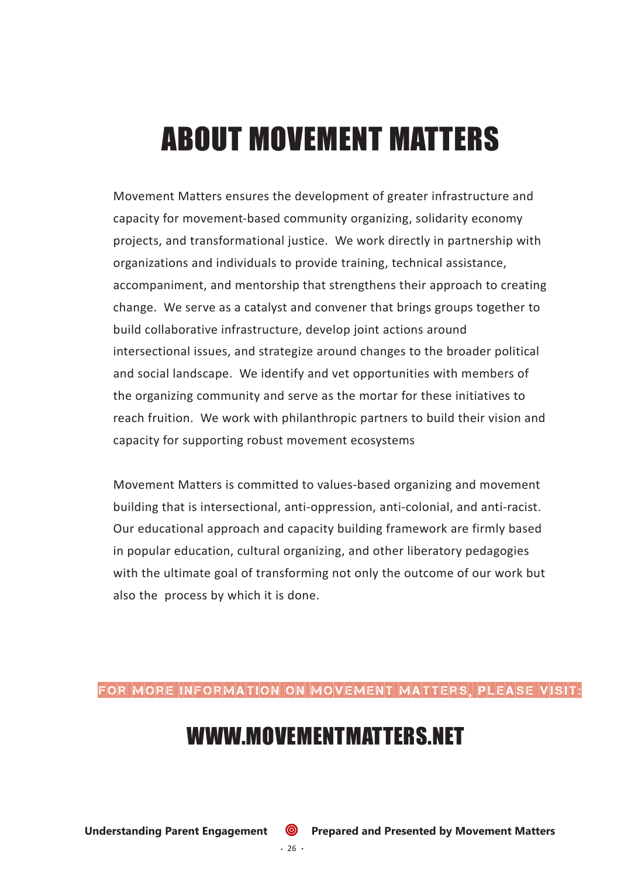# ABOUT MOVEMENT MATTERS

Movement Matters ensures the development of greater infrastructure and capacity for movement-based community organizing, solidarity economy projects, and transformational justice. We work directly in partnership with organizations and individuals to provide training, technical assistance, accompaniment, and mentorship that strengthens their approach to creating change. We serve as a catalyst and convener that brings groups together to build collaborative infrastructure, develop joint actions around intersectional issues, and strategize around changes to the broader political and social landscape. We identify and vet opportunities with members of the organizing community and serve as the mortar for these initiatives to reach fruition. We work with philanthropic partners to build their vision and capacity for supporting robust movement ecosystems

Movement Matters is committed to values-based organizing and movement building that is intersectional, anti-oppression, anti-colonial, and anti-racist. Our educational approach and capacity building framework are firmly based in popular education, cultural organizing, and other liberatory pedagogies with the ultimate goal of transforming not only the outcome of our work but also the process by which it is done.

FOR MORE INFORMATION ON MOVEMENT MATTERS, PLEASE VISIT:

## WWW.MOVEMENTMATTERS.NET